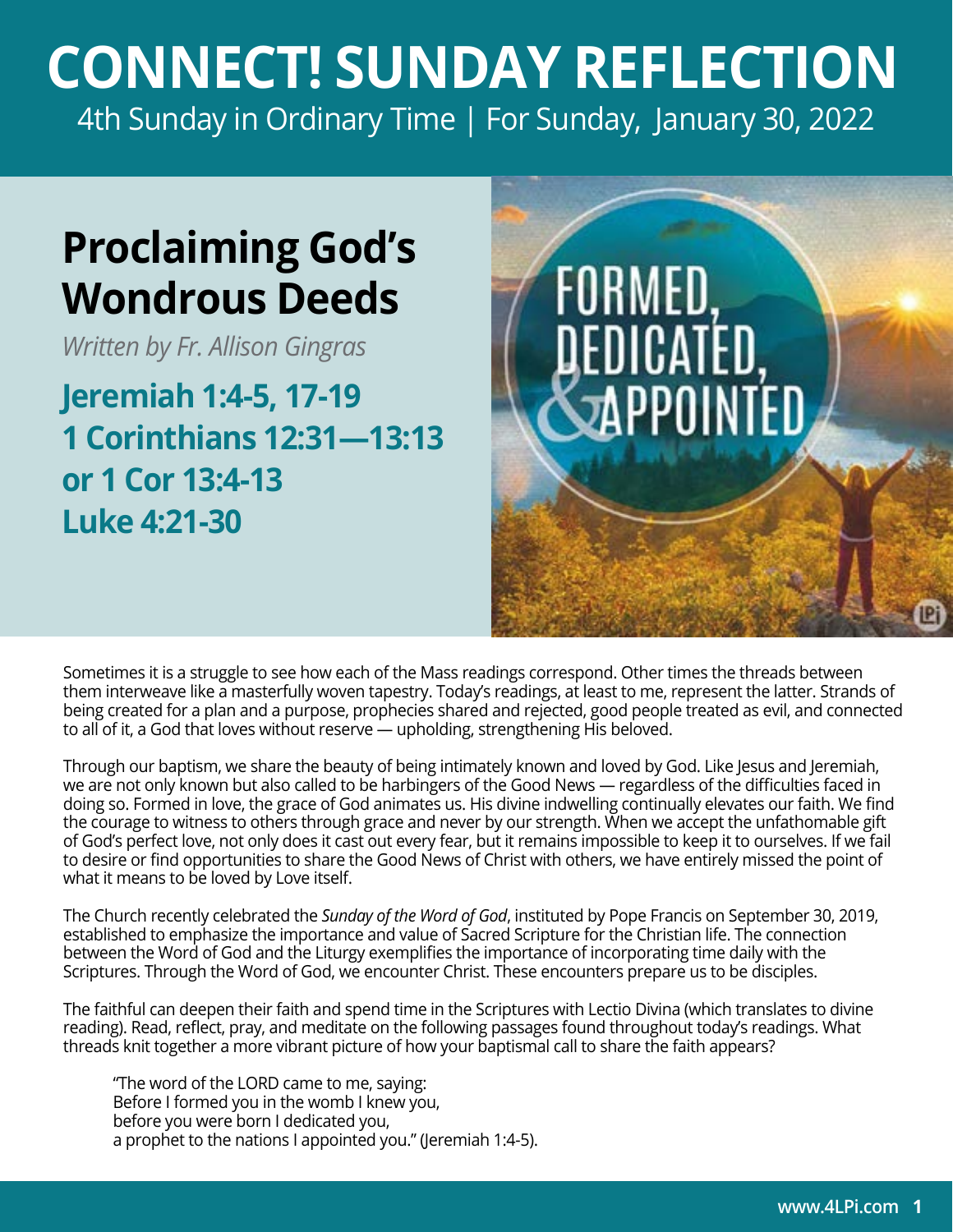# CONNECT! SUNDAY REFLECTION

4th Sunday in Ordinary Time | For Sunday, January 30, 2022

## Proclaiming God's Wondrous Deeds

*Written by Fr. Allison Gingras*

**Jeremiah 1:4-5, 17-19**
**1 Corinthians 12:31—13:13**
**or 1 Cor 13:4-13**
**Luke 4:21-30**

Sometimes it is a struggle to see how each of the Mass readings correspond. Other times the threads between them interweave like a masterfully woven tapestry. Today's readings, at least to me, represent the latter. Strands of being created for a plan and a purpose, prophecies shared and rejected, good people treated as evil, and connected to all of it, a God that loves without reserve — upholding, strengthening His beloved.

Through our baptism, we share the beauty of being intimately known and loved by God. Like Jesus and Jeremiah, we are not only known but also called to be harbingers of the Good News — regardless of the difficulties faced in doing so. Formed in love, the grace of God animates us. His divine indwelling continually elevates our faith. We find the courage to witness to others through grace and never by our strength. When we accept the unfathomable gift of God's perfect love, not only does it cast out every fear, but it remains impossible to keep it to ourselves. If we fail to desire or find opportunities to share the Good News of Christ with others, we have entirely missed the point of what it means to be loved by Love itself.

The Church recently celebrated the *Sunday of the Word of God*, instituted by Pope Francis on September 30, 2019, established to emphasize the importance and value of Sacred Scripture for the Christian life. The connection between the Word of God and the Liturgy exemplifies the importance of incorporating time daily with the Scriptures. Through the Word of God, we encounter Christ. These encounters prepare us to be disciples.

The faithful can deepen their faith and spend time in the Scriptures with Lectio Divina (which translates to divine reading). Read, reflect, pray, and meditate on the following passages found throughout today's readings. What threads knit together a more vibrant picture of how your baptismal call to share the faith appears?

> "The word of the LORD came to me, saying:
> Before I formed you in the womb I knew you,
> before you were born I dedicated you,
> a prophet to the nations I appointed you." (Jeremiah 1:4-5).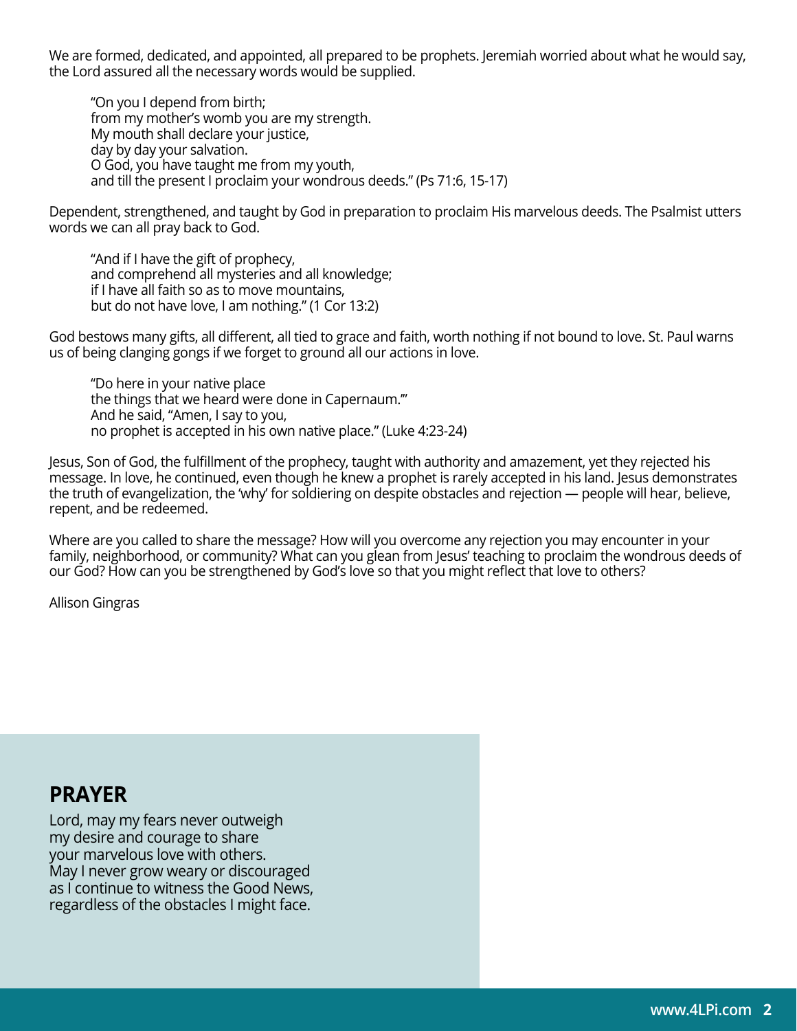We are formed, dedicated, and appointed, all prepared to be prophets. Jeremiah worried about what he would say, the Lord assured all the necessary words would be supplied.

> "On you I depend from birth;
> from my mother's womb you are my strength.
> My mouth shall declare your justice,
> day by day your salvation.
> O God, you have taught me from my youth,
> and till the present I proclaim your wondrous deeds." (Ps 71:6, 15-17)

Dependent, strengthened, and taught by God in preparation to proclaim His marvelous deeds. The Psalmist utters words we can all pray back to God.

> "And if I have the gift of prophecy,
> and comprehend all mysteries and all knowledge;
> if I have all faith so as to move mountains,
> but do not have love, I am nothing." (1 Cor 13:2)

God bestows many gifts, all different, all tied to grace and faith, worth nothing if not bound to love. St. Paul warns us of being clanging gongs if we forget to ground all our actions in love.

> "Do here in your native place
> the things that we heard were done in Capernaum.'"
> And he said, "Amen, I say to you,
> no prophet is accepted in his own native place." (Luke 4:23-24)

Jesus, Son of God, the fulfillment of the prophecy, taught with authority and amazement, yet they rejected his message. In love, he continued, even though he knew a prophet is rarely accepted in his land. Jesus demonstrates the truth of evangelization, the 'why' for soldiering on despite obstacles and rejection — people will hear, believe, repent, and be redeemed.

Where are you called to share the message? How will you overcome any rejection you may encounter in your family, neighborhood, or community? What can you glean from Jesus' teaching to proclaim the wondrous deeds of our God? How can you be strengthened by God's love so that you might reflect that love to others?

Allison Gingras

## PRAYER

Lord, may my fears never outweigh
my desire and courage to share
your marvelous love with others.
May I never grow weary or discouraged
as I continue to witness the Good News,
regardless of the obstacles I might face.